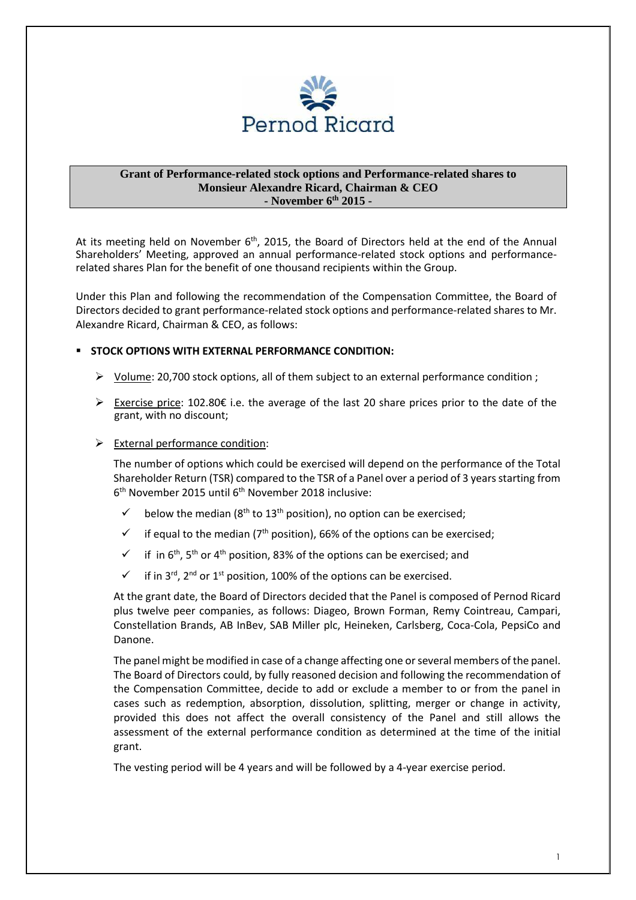# Grant of Performance-related stock options and Performance-related shares to Monsieur Alexandre Ricard, Chairman & CEO
## - November 6th 2015 -

At its meeting held on November 6th, 2015, the Board of Directors held at the end of the Annual Shareholders' Meeting, approved an annual performance-related stock options and performance-related shares Plan for the benefit of one thousand recipients within the Group.

Under this Plan and following the recommendation of the Compensation Committee, the Board of Directors decided to grant performance-related stock options and performance-related shares to Mr. Alexandre Ricard, Chairman & CEO, as follows:

- **STOCK OPTIONS WITH EXTERNAL PERFORMANCE CONDITION:**

  - Volume: 20,700 stock options, all of them subject to an external performance condition ;
  - Exercise price: 102.80€ i.e. the average of the last 20 share prices prior to the date of the grant, with no discount;
  - External performance condition:

    The number of options which could be exercised will depend on the performance of the Total Shareholder Return (TSR) compared to the TSR of a Panel over a period of 3 years starting from 6th November 2015 until 6th November 2018 inclusive:

    - ✓ below the median (8th to 13th position), no option can be exercised;
    - ✓ if equal to the median (7th position), 66% of the options can be exercised;
    - ✓ if in 6th, 5th or 4th position, 83% of the options can be exercised; and
    - ✓ if in 3rd, 2nd or 1st position, 100% of the options can be exercised.

    At the grant date, the Board of Directors decided that the Panel is composed of Pernod Ricard plus twelve peer companies, as follows: Diageo, Brown Forman, Remy Cointreau, Campari, Constellation Brands, AB InBev, SAB Miller plc, Heineken, Carlsberg, Coca-Cola, PepsiCo and Danone.

    The panel might be modified in case of a change affecting one or several members of the panel. The Board of Directors could, by fully reasoned decision and following the recommendation of the Compensation Committee, decide to add or exclude a member to or from the panel in cases such as redemption, absorption, dissolution, splitting, merger or change in activity, provided this does not affect the overall consistency of the Panel and still allows the assessment of the external performance condition as determined at the time of the initial grant.

    The vesting period will be 4 years and will be followed by a 4-year exercise period.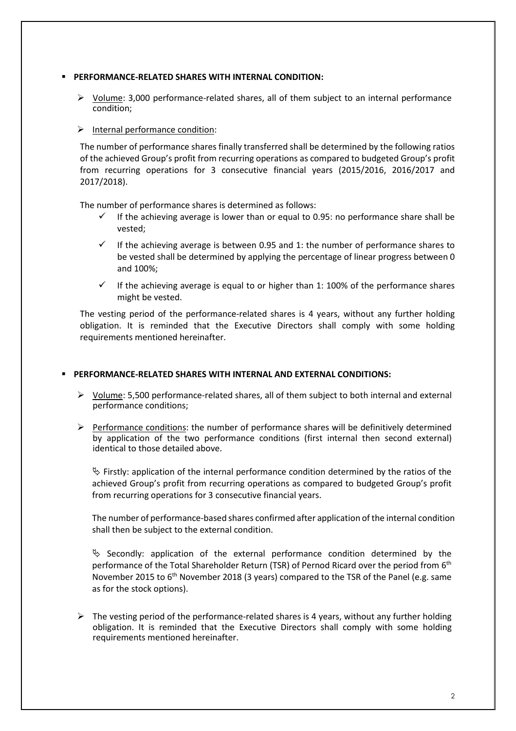- **PERFORMANCE-RELATED SHARES WITH INTERNAL CONDITION:**

  - Volume: 3,000 performance-related shares, all of them subject to an internal performance condition;

  - Internal performance condition:

    The number of performance shares finally transferred shall be determined by the following ratios of the achieved Group's profit from recurring operations as compared to budgeted Group's profit from recurring operations for 3 consecutive financial years (2015/2016, 2016/2017 and 2017/2018).

    The number of performance shares is determined as follows:

    - ✓ If the achieving average is lower than or equal to 0.95: no performance share shall be vested;
    - ✓ If the achieving average is between 0.95 and 1: the number of performance shares to be vested shall be determined by applying the percentage of linear progress between 0 and 100%;
    - ✓ If the achieving average is equal to or higher than 1: 100% of the performance shares might be vested.

    The vesting period of the performance-related shares is 4 years, without any further holding obligation. It is reminded that the Executive Directors shall comply with some holding requirements mentioned hereinafter.

- **PERFORMANCE-RELATED SHARES WITH INTERNAL AND EXTERNAL CONDITIONS:**

  - Volume: 5,500 performance-related shares, all of them subject to both internal and external performance conditions;

  - Performance conditions: the number of performance shares will be definitively determined by application of the two performance conditions (first internal then second external) identical to those detailed above.

    ↳ Firstly: application of the internal performance condition determined by the ratios of the achieved Group's profit from recurring operations as compared to budgeted Group's profit from recurring operations for 3 consecutive financial years.

    The number of performance-based shares confirmed after application of the internal condition shall then be subject to the external condition.

    ↳ Secondly: application of the external performance condition determined by the performance of the Total Shareholder Return (TSR) of Pernod Ricard over the period from 6th November 2015 to 6th November 2018 (3 years) compared to the TSR of the Panel (e.g. same as for the stock options).

  - The vesting period of the performance-related shares is 4 years, without any further holding obligation. It is reminded that the Executive Directors shall comply with some holding requirements mentioned hereinafter.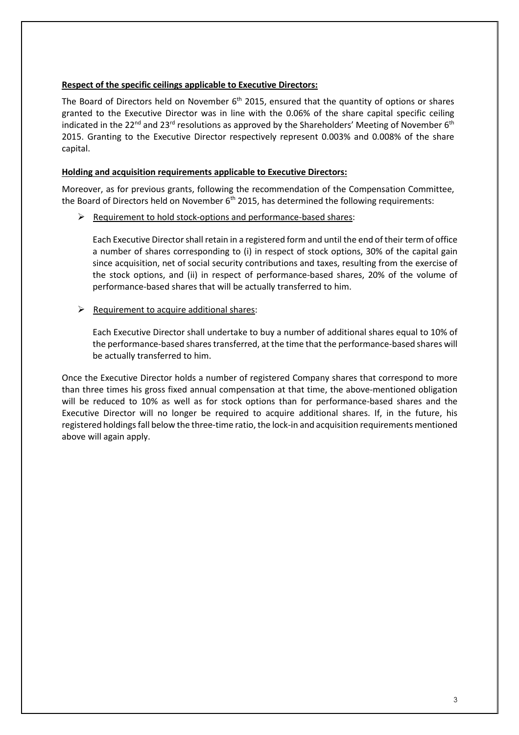**Respect of the specific ceilings applicable to Executive Directors:**

The Board of Directors held on November 6th 2015, ensured that the quantity of options or shares granted to the Executive Director was in line with the 0.06% of the share capital specific ceiling indicated in the 22nd and 23rd resolutions as approved by the Shareholders' Meeting of November 6th 2015. Granting to the Executive Director respectively represent 0.003% and 0.008% of the share capital.

**Holding and acquisition requirements applicable to Executive Directors:**

Moreover, as for previous grants, following the recommendation of the Compensation Committee, the Board of Directors held on November 6th 2015, has determined the following requirements:

- Requirement to hold stock-options and performance-based shares:

  Each Executive Director shall retain in a registered form and until the end of their term of office a number of shares corresponding to (i) in respect of stock options, 30% of the capital gain since acquisition, net of social security contributions and taxes, resulting from the exercise of the stock options, and (ii) in respect of performance-based shares, 20% of the volume of performance-based shares that will be actually transferred to him.

- Requirement to acquire additional shares:

  Each Executive Director shall undertake to buy a number of additional shares equal to 10% of the performance-based shares transferred, at the time that the performance-based shares will be actually transferred to him.

Once the Executive Director holds a number of registered Company shares that correspond to more than three times his gross fixed annual compensation at that time, the above-mentioned obligation will be reduced to 10% as well as for stock options than for performance-based shares and the Executive Director will no longer be required to acquire additional shares. If, in the future, his registered holdings fall below the three-time ratio, the lock-in and acquisition requirements mentioned above will again apply.